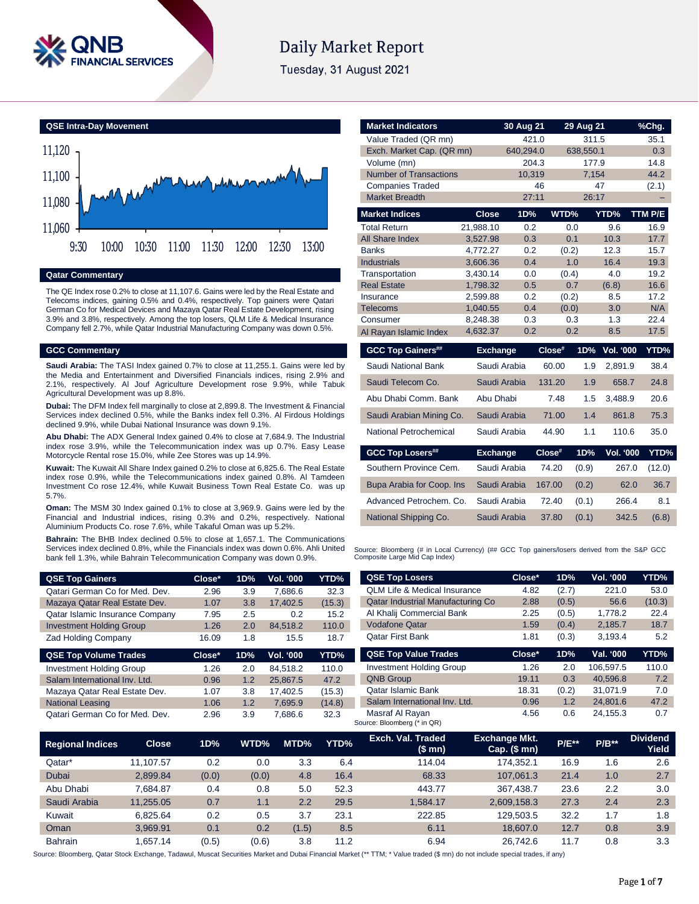# Daily Market Report

Tuesday, 31 August 2021

## QSE Intra-Day Movement

## Qatar Commentary

The QE Index rose 0.2% to close at 11,107.6. Gains were led by the Real Estate and Telecoms indices, gaining 0.5% and 0.4%, respectively. Top gainers were Qatari German Co for Medical Devices and Mazaya Qatar Real Estate Development, rising 3.9% and 3.8%, respectively. Among the top losers, QLM Life & Medical Insurance Company fell 2.7%, while Qatar Industrial Manufacturing Company was down 0.5%.

## GCC Commentary

**Saudi Arabia:** The TASI Index gained 0.7% to close at 11,255.1. Gains were led by the Media and Entertainment and Diversified Financials indices, rising 2.9% and 2.1%, respectively. Al Jouf Agriculture Development rose 9.9%, while Tabuk Agricultural Development was up 8.8%.

**Dubai:** The DFM Index fell marginally to close at 2,899.8. The Investment & Financial Services index declined 0.5%, while the Banks index fell 0.3%. Al Firdous Holdings declined 9.9%, while Dubai National Insurance was down 9.1%.

**Abu Dhabi:** The ADX General Index gained 0.4% to close at 7,684.9. The Industrial index rose 3.9%, while the Telecommunication index was up 0.7%. Easy Lease Motorcycle Rental rose 15.0%, while Zee Stores was up 14.9%.

**Kuwait:** The Kuwait All Share Index gained 0.2% to close at 6,825.6. The Real Estate index rose 0.9%, while the Telecommunications index gained 0.8%. Al Tamdeen Investment Co rose 12.4%, while Kuwait Business Town Real Estate Co. was up 5.7%.

**Oman:** The MSM 30 Index gained 0.1% to close at 3,969.9. Gains were led by the Financial and Industrial indices, rising 0.3% and 0.2%, respectively. National Aluminium Products Co. rose 7.6%, while Takaful Oman was up 5.2%.

**Bahrain:** The BHB Index declined 0.5% to close at 1,657.1. The Communications Services index declined 0.8%, while the Financials index was down 0.6%. Ahli United bank fell 1.3%, while Bahrain Telecommunication Company was down 0.9%.

| Market Indicators | 30 Aug 21 | 29 Aug 21 | %Chg. |
|---|---|---|---|
| Value Traded (QR mn) | 421.0 | 311.5 | 35.1 |
| Exch. Market Cap. (QR mn) | 640,294.0 | 638,550.1 | 0.3 |
| Volume (mn) | 204.3 | 177.9 | 14.8 |
| Number of Transactions | 10,319 | 7,154 | 44.2 |
| Companies Traded | 46 | 47 | (2.1) |
| Market Breadth | 27:11 | 26:17 | – |

| Market Indices | Close | 1D% | WTD% | YTD% | TTM P/E |
|---|---|---|---|---|---|
| Total Return | 21,988.10 | 0.2 | 0.0 | 9.6 | 16.9 |
| All Share Index | 3,527.98 | 0.3 | 0.1 | 10.3 | 17.7 |
| Banks | 4,772.27 | 0.2 | (0.2) | 12.3 | 15.7 |
| Industrials | 3,606.36 | 0.4 | 1.0 | 16.4 | 19.3 |
| Transportation | 3,430.14 | 0.0 | (0.4) | 4.0 | 19.2 |
| Real Estate | 1,798.32 | 0.5 | 0.7 | (6.8) | 16.6 |
| Insurance | 2,599.88 | 0.2 | (0.2) | 8.5 | 17.2 |
| Telecoms | 1,040.55 | 0.4 | (0.0) | 3.0 | N/A |
| Consumer | 8,248.38 | 0.3 | 0.3 | 1.3 | 22.4 |
| Al Rayan Islamic Index | 4,632.37 | 0.2 | 0.2 | 8.5 | 17.5 |

| GCC Top Gainers## | Exchange | Close# | 1D% | Vol. '000 | YTD% |
|---|---|---|---|---|---|
| Saudi National Bank | Saudi Arabia | 60.00 | 1.9 | 2,891.9 | 38.4 |
| Saudi Telecom Co. | Saudi Arabia | 131.20 | 1.9 | 658.7 | 24.8 |
| Abu Dhabi Comm. Bank | Abu Dhabi | 7.48 | 1.5 | 3,488.9 | 20.6 |
| Saudi Arabian Mining Co. | Saudi Arabia | 71.00 | 1.4 | 861.8 | 75.3 |
| National Petrochemical | Saudi Arabia | 44.90 | 1.1 | 110.6 | 35.0 |

| GCC Top Losers## | Exchange | Close# | 1D% | Vol. '000 | YTD% |
|---|---|---|---|---|---|
| Southern Province Cem. | Saudi Arabia | 74.20 | (0.9) | 267.0 | (12.0) |
| Bupa Arabia for Coop. Ins | Saudi Arabia | 167.00 | (0.2) | 62.0 | 36.7 |
| Advanced Petrochem. Co. | Saudi Arabia | 72.40 | (0.1) | 266.4 | 8.1 |
| National Shipping Co. | Saudi Arabia | 37.80 | (0.1) | 342.5 | (6.8) |

Source: Bloomberg (# in Local Currency) (## GCC Top gainers/losers derived from the S&P GCC Composite Large Mid Cap Index)

| QSE Top Gainers | Close* | 1D% | Vol. '000 | YTD% |
|---|---|---|---|---|
| Qatari German Co for Med. Dev. | 2.96 | 3.9 | 7,686.6 | 32.3 |
| Mazaya Qatar Real Estate Dev. | 1.07 | 3.8 | 17,402.5 | (15.3) |
| Qatar Islamic Insurance Company | 7.95 | 2.5 | 0.2 | 15.2 |
| Investment Holding Group | 1.26 | 2.0 | 84,518.2 | 110.0 |
| Zad Holding Company | 16.09 | 1.8 | 15.5 | 18.7 |

| QSE Top Volume Trades | Close* | 1D% | Vol. '000 | YTD% |
|---|---|---|---|---|
| Investment Holding Group | 1.26 | 2.0 | 84,518.2 | 110.0 |
| Salam International Inv. Ltd. | 0.96 | 1.2 | 25,867.5 | 47.2 |
| Mazaya Qatar Real Estate Dev. | 1.07 | 3.8 | 17,402.5 | (15.3) |
| National Leasing | 1.06 | 1.2 | 7,695.9 | (14.8) |
| Qatari German Co for Med. Dev. | 2.96 | 3.9 | 7,686.6 | 32.3 |

| QSE Top Losers | Close* | 1D% | Vol. '000 | YTD% |
|---|---|---|---|---|
| QLM Life & Medical Insurance | 4.82 | (2.7) | 221.0 | 53.0 |
| Qatar Industrial Manufacturing Co | 2.88 | (0.5) | 56.6 | (10.3) |
| Al Khalij Commercial Bank | 2.25 | (0.5) | 1,778.2 | 22.4 |
| Vodafone Qatar | 1.59 | (0.4) | 2,185.7 | 18.7 |
| Qatar First Bank | 1.81 | (0.3) | 3,193.4 | 5.2 |

| QSE Top Value Trades | Close* | 1D% | Val. '000 | YTD% |
|---|---|---|---|---|
| Investment Holding Group | 1.26 | 2.0 | 106,597.5 | 110.0 |
| QNB Group | 19.11 | 0.3 | 40,596.8 | 7.2 |
| Qatar Islamic Bank | 18.31 | (0.2) | 31,071.9 | 7.0 |
| Salam International Inv. Ltd. | 0.96 | 1.2 | 24,801.6 | 47.2 |
| Masraf Al Rayan | 4.56 | 0.6 | 24,155.3 | 0.7 |

Source: Bloomberg (* in QR)

| Regional Indices | Close | 1D% | WTD% | MTD% | YTD% | Exch. Val. Traded ($ mn) | Exchange Mkt. Cap. ($ mn) | P/E** | P/B** | Dividend Yield |
|---|---|---|---|---|---|---|---|---|---|---|
| Qatar* | 11,107.57 | 0.2 | 0.0 | 3.3 | 6.4 | 114.04 | 174,352.1 | 16.9 | 1.6 | 2.6 |
| Dubai | 2,899.84 | (0.0) | (0.0) | 4.8 | 16.4 | 68.33 | 107,061.3 | 21.4 | 1.0 | 2.7 |
| Abu Dhabi | 7,684.87 | 0.4 | 0.8 | 5.0 | 52.3 | 443.77 | 367,438.7 | 23.6 | 2.2 | 3.0 |
| Saudi Arabia | 11,255.05 | 0.7 | 1.1 | 2.2 | 29.5 | 1,584.17 | 2,609,158.3 | 27.3 | 2.4 | 2.3 |
| Kuwait | 6,825.64 | 0.2 | 0.5 | 3.7 | 23.1 | 222.85 | 129,503.5 | 32.2 | 1.7 | 1.8 |
| Oman | 3,969.91 | 0.1 | 0.2 | (1.5) | 8.5 | 6.11 | 18,607.0 | 12.7 | 0.8 | 3.9 |
| Bahrain | 1,657.14 | (0.5) | (0.6) | 3.8 | 11.2 | 6.94 | 26,742.6 | 11.7 | 0.8 | 3.3 |

Source: Bloomberg, Qatar Stock Exchange, Tadawul, Muscat Securities Market and Dubai Financial Market (** TTM; * Value traded ($ mn) do not include special trades, if any)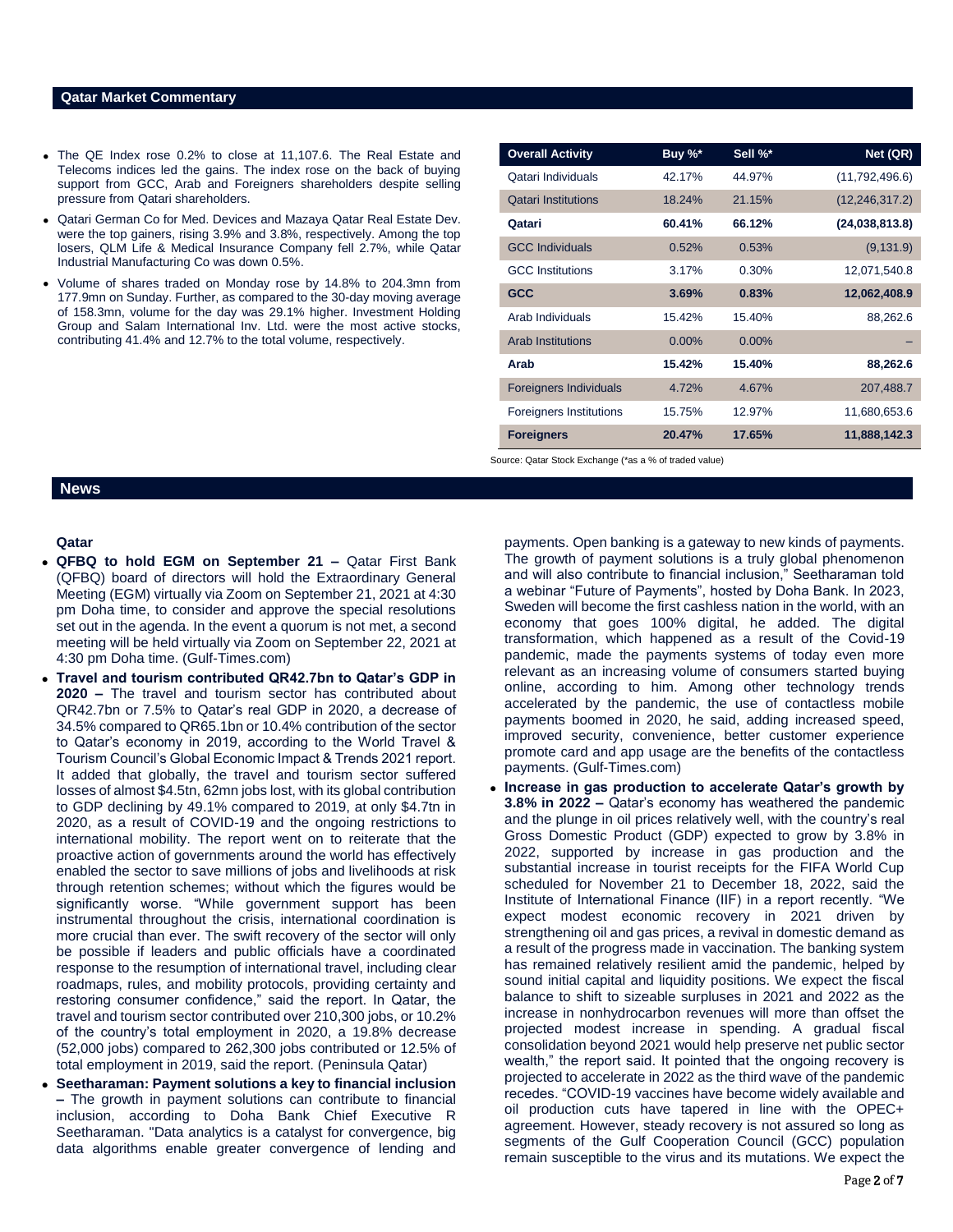## Qatar Market Commentary

- The QE Index rose 0.2% to close at 11,107.6. The Real Estate and Telecoms indices led the gains. The index rose on the back of buying support from GCC, Arab and Foreigners shareholders despite selling pressure from Qatari shareholders.
- Qatari German Co for Med. Devices and Mazaya Qatar Real Estate Dev. were the top gainers, rising 3.9% and 3.8%, respectively. Among the top losers, QLM Life & Medical Insurance Company fell 2.7%, while Qatar Industrial Manufacturing Co was down 0.5%.
- Volume of shares traded on Monday rose by 14.8% to 204.3mn from 177.9mn on Sunday. Further, as compared to the 30-day moving average of 158.3mn, volume for the day was 29.1% higher. Investment Holding Group and Salam International Inv. Ltd. were the most active stocks, contributing 41.4% and 12.7% to the total volume, respectively.

| Overall Activity | Buy %* | Sell %* | Net (QR) |
|---|---|---|---|
| Qatari Individuals | 42.17% | 44.97% | (11,792,496.6) |
| Qatari Institutions | 18.24% | 21.15% | (12,246,317.2) |
| **Qatari** | **60.41%** | **66.12%** | **(24,038,813.8)** |
| GCC Individuals | 0.52% | 0.53% | (9,131.9) |
| GCC Institutions | 3.17% | 0.30% | 12,071,540.8 |
| **GCC** | **3.69%** | **0.83%** | **12,062,408.9** |
| Arab Individuals | 15.42% | 15.40% | 88,262.6 |
| Arab Institutions | 0.00% | 0.00% | – |
| **Arab** | **15.42%** | **15.40%** | **88,262.6** |
| Foreigners Individuals | 4.72% | 4.67% | 207,488.7 |
| Foreigners Institutions | 15.75% | 12.97% | 11,680,653.6 |
| **Foreigners** | **20.47%** | **17.65%** | **11,888,142.3** |

Source: Qatar Stock Exchange (*as a % of traded value)

## News

### Qatar

- **QFBQ to hold EGM on September 21 –** Qatar First Bank (QFBQ) board of directors will hold the Extraordinary General Meeting (EGM) virtually via Zoom on September 21, 2021 at 4:30 pm Doha time, to consider and approve the special resolutions set out in the agenda. In the event a quorum is not met, a second meeting will be held virtually via Zoom on September 22, 2021 at 4:30 pm Doha time. (Gulf-Times.com)
- **Travel and tourism contributed QR42.7bn to Qatar's GDP in 2020 –** The travel and tourism sector has contributed about QR42.7bn or 7.5% to Qatar's real GDP in 2020, a decrease of 34.5% compared to QR65.1bn or 10.4% contribution of the sector to Qatar's economy in 2019, according to the World Travel & Tourism Council's Global Economic Impact & Trends 2021 report. It added that globally, the travel and tourism sector suffered losses of almost $4.5tn, 62mn jobs lost, with its global contribution to GDP declining by 49.1% compared to 2019, at only $4.7tn in 2020, as a result of COVID-19 and the ongoing restrictions to international mobility. The report went on to reiterate that the proactive action of governments around the world has effectively enabled the sector to save millions of jobs and livelihoods at risk through retention schemes; without which the figures would be significantly worse. "While government support has been instrumental throughout the crisis, international coordination is more crucial than ever. The swift recovery of the sector will only be possible if leaders and public officials have a coordinated response to the resumption of international travel, including clear roadmaps, rules, and mobility protocols, providing certainty and restoring consumer confidence," said the report. In Qatar, the travel and tourism sector contributed over 210,300 jobs, or 10.2% of the country's total employment in 2020, a 19.8% decrease (52,000 jobs) compared to 262,300 jobs contributed or 12.5% of total employment in 2019, said the report. (Peninsula Qatar)
- **Seetharaman: Payment solutions a key to financial inclusion –** The growth in payment solutions can contribute to financial inclusion, according to Doha Bank Chief Executive R Seetharaman. "Data analytics is a catalyst for convergence, big data algorithms enable greater convergence of lending and payments. Open banking is a gateway to new kinds of payments. The growth of payment solutions is a truly global phenomenon and will also contribute to financial inclusion," Seetharaman told a webinar "Future of Payments", hosted by Doha Bank. In 2023, Sweden will become the first cashless nation in the world, with an economy that goes 100% digital, he added. The digital transformation, which happened as a result of the Covid-19 pandemic, made the payments systems of today even more relevant as an increasing volume of consumers started buying online, according to him. Among other technology trends accelerated by the pandemic, the use of contactless mobile payments boomed in 2020, he said, adding increased speed, improved security, convenience, better customer experience promote card and app usage are the benefits of the contactless payments. (Gulf-Times.com)
- **Increase in gas production to accelerate Qatar's growth by 3.8% in 2022 –** Qatar's economy has weathered the pandemic and the plunge in oil prices relatively well, with the country's real Gross Domestic Product (GDP) expected to grow by 3.8% in 2022, supported by increase in gas production and the substantial increase in tourist receipts for the FIFA World Cup scheduled for November 21 to December 18, 2022, said the Institute of International Finance (IIF) in a report recently. "We expect modest economic recovery in 2021 driven by strengthening oil and gas prices, a revival in domestic demand as a result of the progress made in vaccination. The banking system has remained relatively resilient amid the pandemic, helped by sound initial capital and liquidity positions. We expect the fiscal balance to shift to sizeable surpluses in 2021 and 2022 as the increase in nonhydrocarbon revenues will more than offset the projected modest increase in spending. A gradual fiscal consolidation beyond 2021 would help preserve net public sector wealth," the report said. It pointed that the ongoing recovery is projected to accelerate in 2022 as the third wave of the pandemic recedes. "COVID-19 vaccines have become widely available and oil production cuts have tapered in line with the OPEC+ agreement. However, steady recovery is not assured so long as segments of the Gulf Cooperation Council (GCC) population remain susceptible to the virus and its mutations. We expect the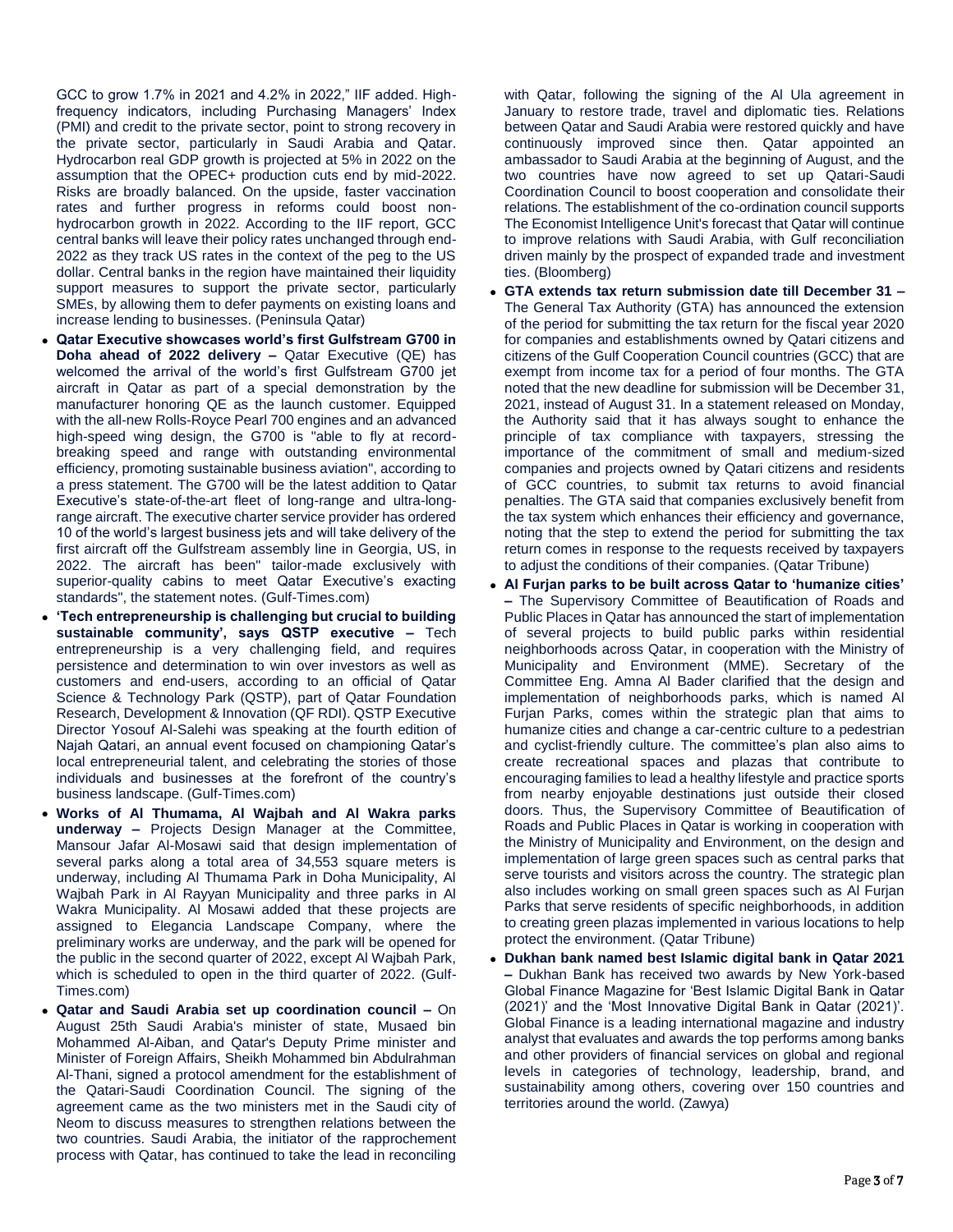GCC to grow 1.7% in 2021 and 4.2% in 2022," IIF added. High-frequency indicators, including Purchasing Managers' Index (PMI) and credit to the private sector, point to strong recovery in the private sector, particularly in Saudi Arabia and Qatar. Hydrocarbon real GDP growth is projected at 5% in 2022 on the assumption that the OPEC+ production cuts end by mid-2022. Risks are broadly balanced. On the upside, faster vaccination rates and further progress in reforms could boost non-hydrocarbon growth in 2022. According to the IIF report, GCC central banks will leave their policy rates unchanged through end-2022 as they track US rates in the context of the peg to the US dollar. Central banks in the region have maintained their liquidity support measures to support the private sector, particularly SMEs, by allowing them to defer payments on existing loans and increase lending to businesses. (Peninsula Qatar)

- **Qatar Executive showcases world's first Gulfstream G700 in Doha ahead of 2022 delivery –** Qatar Executive (QE) has welcomed the arrival of the world's first Gulfstream G700 jet aircraft in Qatar as part of a special demonstration by the manufacturer honoring QE as the launch customer. Equipped with the all-new Rolls-Royce Pearl 700 engines and an advanced high-speed wing design, the G700 is "able to fly at record-breaking speed and range with outstanding environmental efficiency, promoting sustainable business aviation", according to a press statement. The G700 will be the latest addition to Qatar Executive's state-of-the-art fleet of long-range and ultra-long-range aircraft. The executive charter service provider has ordered 10 of the world's largest business jets and will take delivery of the first aircraft off the Gulfstream assembly line in Georgia, US, in 2022. The aircraft has been" tailor-made exclusively with superior-quality cabins to meet Qatar Executive's exacting standards", the statement notes. (Gulf-Times.com)
- **'Tech entrepreneurship is challenging but crucial to building sustainable community', says QSTP executive –** Tech entrepreneurship is a very challenging field, and requires persistence and determination to win over investors as well as customers and end-users, according to an official of Qatar Science & Technology Park (QSTP), part of Qatar Foundation Research, Development & Innovation (QF RDI). QSTP Executive Director Yosouf Al-Salehi was speaking at the fourth edition of Najah Qatari, an annual event focused on championing Qatar's local entrepreneurial talent, and celebrating the stories of those individuals and businesses at the forefront of the country's business landscape. (Gulf-Times.com)
- **Works of Al Thumama, Al Wajbah and Al Wakra parks underway –** Projects Design Manager at the Committee, Mansour Jafar Al-Mosawi said that design implementation of several parks along a total area of 34,553 square meters is underway, including Al Thumama Park in Doha Municipality, Al Wajbah Park in Al Rayyan Municipality and three parks in Al Wakra Municipality. Al Mosawi added that these projects are assigned to Elegancia Landscape Company, where the preliminary works are underway, and the park will be opened for the public in the second quarter of 2022, except Al Wajbah Park, which is scheduled to open in the third quarter of 2022. (Gulf-Times.com)
- **Qatar and Saudi Arabia set up coordination council –** On August 25th Saudi Arabia's minister of state, Musaed bin Mohammed Al-Aiban, and Qatar's Deputy Prime minister and Minister of Foreign Affairs, Sheikh Mohammed bin Abdulrahman Al-Thani, signed a protocol amendment for the establishment of the Qatari-Saudi Coordination Council. The signing of the agreement came as the two ministers met in the Saudi city of Neom to discuss measures to strengthen relations between the two countries. Saudi Arabia, the initiator of the rapprochement process with Qatar, has continued to take the lead in reconciling with Qatar, following the signing of the Al Ula agreement in January to restore trade, travel and diplomatic ties. Relations between Qatar and Saudi Arabia were restored quickly and have continuously improved since then. Qatar appointed an ambassador to Saudi Arabia at the beginning of August, and the two countries have now agreed to set up Qatari-Saudi Coordination Council to boost cooperation and consolidate their relations. The establishment of the co-ordination council supports The Economist Intelligence Unit's forecast that Qatar will continue to improve relations with Saudi Arabia, with Gulf reconciliation driven mainly by the prospect of expanded trade and investment ties. (Bloomberg)
- **GTA extends tax return submission date till December 31 –** The General Tax Authority (GTA) has announced the extension of the period for submitting the tax return for the fiscal year 2020 for companies and establishments owned by Qatari citizens and citizens of the Gulf Cooperation Council countries (GCC) that are exempt from income tax for a period of four months. The GTA noted that the new deadline for submission will be December 31, 2021, instead of August 31. In a statement released on Monday, the Authority said that it has always sought to enhance the principle of tax compliance with taxpayers, stressing the importance of the commitment of small and medium-sized companies and projects owned by Qatari citizens and residents of GCC countries, to submit tax returns to avoid financial penalties. The GTA said that companies exclusively benefit from the tax system which enhances their efficiency and governance, noting that the step to extend the period for submitting the tax return comes in response to the requests received by taxpayers to adjust the conditions of their companies. (Qatar Tribune)
- **Al Furjan parks to be built across Qatar to 'humanize cities' –** The Supervisory Committee of Beautification of Roads and Public Places in Qatar has announced the start of implementation of several projects to build public parks within residential neighborhoods across Qatar, in cooperation with the Ministry of Municipality and Environment (MME). Secretary of the Committee Eng. Amna Al Bader clarified that the design and implementation of neighborhoods parks, which is named Al Furjan Parks, comes within the strategic plan that aims to humanize cities and change a car-centric culture to a pedestrian and cyclist-friendly culture. The committee's plan also aims to create recreational spaces and plazas that contribute to encouraging families to lead a healthy lifestyle and practice sports from nearby enjoyable destinations just outside their closed doors. Thus, the Supervisory Committee of Beautification of Roads and Public Places in Qatar is working in cooperation with the Ministry of Municipality and Environment, on the design and implementation of large green spaces such as central parks that serve tourists and visitors across the country. The strategic plan also includes working on small green spaces such as Al Furjan Parks that serve residents of specific neighborhoods, in addition to creating green plazas implemented in various locations to help protect the environment. (Qatar Tribune)
- **Dukhan bank named best Islamic digital bank in Qatar 2021 –** Dukhan Bank has received two awards by New York-based Global Finance Magazine for 'Best Islamic Digital Bank in Qatar (2021)' and the 'Most Innovative Digital Bank in Qatar (2021)'. Global Finance is a leading international magazine and industry analyst that evaluates and awards the top performs among banks and other providers of financial services on global and regional levels in categories of technology, leadership, brand, and sustainability among others, covering over 150 countries and territories around the world. (Zawya)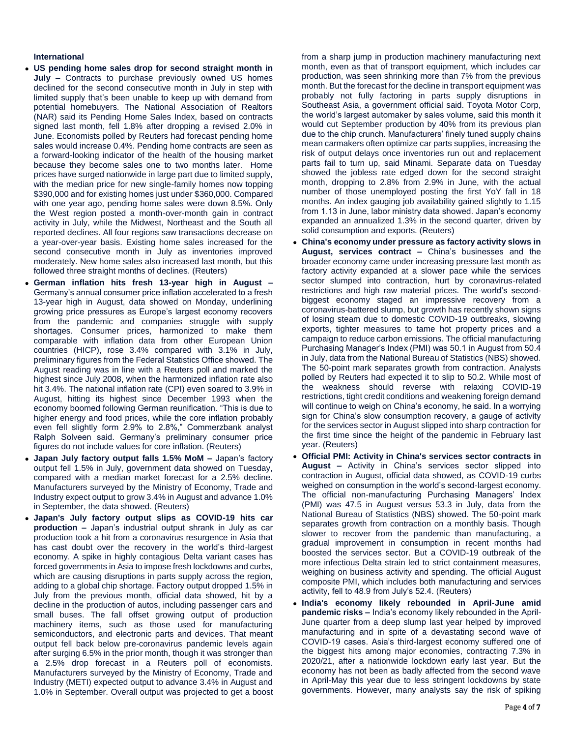**International**

- **US pending home sales drop for second straight month in July –** Contracts to purchase previously owned US homes declined for the second consecutive month in July in step with limited supply that's been unable to keep up with demand from potential homebuyers. The National Association of Realtors (NAR) said its Pending Home Sales Index, based on contracts signed last month, fell 1.8% after dropping a revised 2.0% in June. Economists polled by Reuters had forecast pending home sales would increase 0.4%. Pending home contracts are seen as a forward-looking indicator of the health of the housing market because they become sales one to two months later. Home prices have surged nationwide in large part due to limited supply, with the median price for new single-family homes now topping $390,000 and for existing homes just under $360,000. Compared with one year ago, pending home sales were down 8.5%. Only the West region posted a month-over-month gain in contract activity in July, while the Midwest, Northeast and the South all reported declines. All four regions saw transactions decrease on a year-over-year basis. Existing home sales increased for the second consecutive month in July as inventories improved moderately. New home sales also increased last month, but this followed three straight months of declines. (Reuters)
- **German inflation hits fresh 13-year high in August –** Germany's annual consumer price inflation accelerated to a fresh 13-year high in August, data showed on Monday, underlining growing price pressures as Europe's largest economy recovers from the pandemic and companies struggle with supply shortages. Consumer prices, harmonized to make them comparable with inflation data from other European Union countries (HICP), rose 3.4% compared with 3.1% in July, preliminary figures from the Federal Statistics Office showed. The August reading was in line with a Reuters poll and marked the highest since July 2008, when the harmonized inflation rate also hit 3.4%. The national inflation rate (CPI) even soared to 3.9% in August, hitting its highest since December 1993 when the economy boomed following German reunification. "This is due to higher energy and food prices, while the core inflation probably even fell slightly form 2.9% to 2.8%," Commerzbank analyst Ralph Solveen said. Germany's preliminary consumer price figures do not include values for core inflation. (Reuters)
- **Japan July factory output falls 1.5% MoM –** Japan's factory output fell 1.5% in July, government data showed on Tuesday, compared with a median market forecast for a 2.5% decline. Manufacturers surveyed by the Ministry of Economy, Trade and Industry expect output to grow 3.4% in August and advance 1.0% in September, the data showed. (Reuters)
- **Japan's July factory output slips as COVID-19 hits car production –** Japan's industrial output shrank in July as car production took a hit from a coronavirus resurgence in Asia that has cast doubt over the recovery in the world's third-largest economy. A spike in highly contagious Delta variant cases has forced governments in Asia to impose fresh lockdowns and curbs, which are causing disruptions in parts supply across the region, adding to a global chip shortage. Factory output dropped 1.5% in July from the previous month, official data showed, hit by a decline in the production of autos, including passenger cars and small buses. The fall offset growing output of production machinery items, such as those used for manufacturing semiconductors, and electronic parts and devices. That meant output fell back below pre-coronavirus pandemic levels again after surging 6.5% in the prior month, though it was stronger than a 2.5% drop forecast in a Reuters poll of economists. Manufacturers surveyed by the Ministry of Economy, Trade and Industry (METI) expected output to advance 3.4% in August and 1.0% in September. Overall output was projected to get a boost from a sharp jump in production machinery manufacturing next month, even as that of transport equipment, which includes car production, was seen shrinking more than 7% from the previous month. But the forecast for the decline in transport equipment was probably not fully factoring in parts supply disruptions in Southeast Asia, a government official said. Toyota Motor Corp, the world's largest automaker by sales volume, said this month it would cut September production by 40% from its previous plan due to the chip crunch. Manufacturers' finely tuned supply chains mean carmakers often optimize car parts supplies, increasing the risk of output delays once inventories run out and replacement parts fail to turn up, said Minami. Separate data on Tuesday showed the jobless rate edged down for the second straight month, dropping to 2.8% from 2.9% in June, with the actual number of those unemployed posting the first YoY fall in 18 months. An index gauging job availability gained slightly to 1.15 from 1.13 in June, labor ministry data showed. Japan's economy expanded an annualized 1.3% in the second quarter, driven by solid consumption and exports. (Reuters)
- **China's economy under pressure as factory activity slows in August, services contract –** China's businesses and the broader economy came under increasing pressure last month as factory activity expanded at a slower pace while the services sector slumped into contraction, hurt by coronavirus-related restrictions and high raw material prices. The world's second-biggest economy staged an impressive recovery from a coronavirus-battered slump, but growth has recently shown signs of losing steam due to domestic COVID-19 outbreaks, slowing exports, tighter measures to tame hot property prices and a campaign to reduce carbon emissions. The official manufacturing Purchasing Manager's Index (PMI) was 50.1 in August from 50.4 in July, data from the National Bureau of Statistics (NBS) showed. The 50-point mark separates growth from contraction. Analysts polled by Reuters had expected it to slip to 50.2. While most of the weakness should reverse with relaxing COVID-19 restrictions, tight credit conditions and weakening foreign demand will continue to weigh on China's economy, he said. In a worrying sign for China's slow consumption recovery, a gauge of activity for the services sector in August slipped into sharp contraction for the first time since the height of the pandemic in February last year. (Reuters)
- **Official PMI: Activity in China's services sector contracts in August –** Activity in China's services sector slipped into contraction in August, official data showed, as COVID-19 curbs weighed on consumption in the world's second-largest economy. The official non-manufacturing Purchasing Managers' Index (PMI) was 47.5 in August versus 53.3 in July, data from the National Bureau of Statistics (NBS) showed. The 50-point mark separates growth from contraction on a monthly basis. Though slower to recover from the pandemic than manufacturing, a gradual improvement in consumption in recent months had boosted the services sector. But a COVID-19 outbreak of the more infectious Delta strain led to strict containment measures, weighing on business activity and spending. The official August composite PMI, which includes both manufacturing and services activity, fell to 48.9 from July's 52.4. (Reuters)
- **India's economy likely rebounded in April-June amid pandemic risks –** India's economy likely rebounded in the April-June quarter from a deep slump last year helped by improved manufacturing and in spite of a devastating second wave of COVID-19 cases. Asia's third-largest economy suffered one of the biggest hits among major economies, contracting 7.3% in 2020/21, after a nationwide lockdown early last year. But the economy has not been as badly affected from the second wave in April-May this year due to less stringent lockdowns by state governments. However, many analysts say the risk of spiking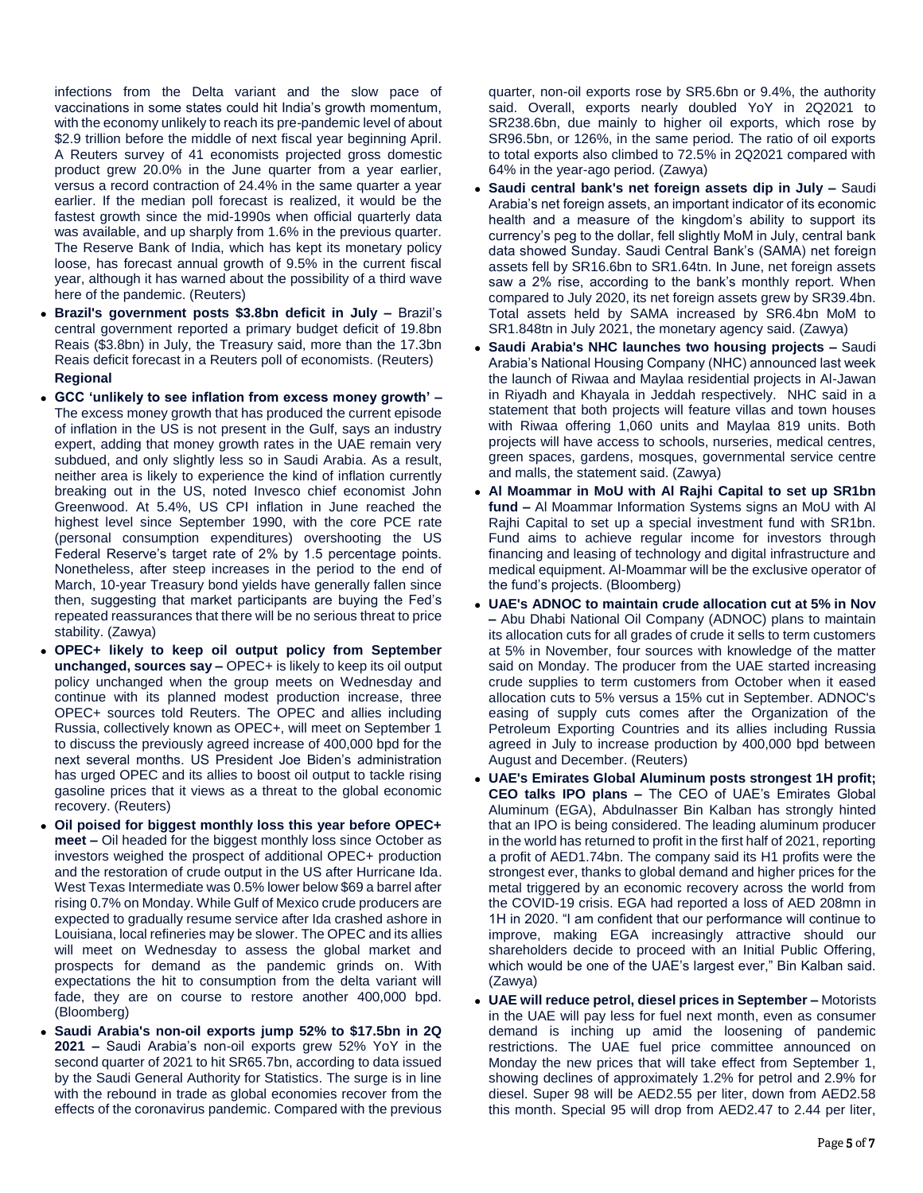infections from the Delta variant and the slow pace of vaccinations in some states could hit India's growth momentum, with the economy unlikely to reach its pre-pandemic level of about $2.9 trillion before the middle of next fiscal year beginning April. A Reuters survey of 41 economists projected gross domestic product grew 20.0% in the June quarter from a year earlier, versus a record contraction of 24.4% in the same quarter a year earlier. If the median poll forecast is realized, it would be the fastest growth since the mid-1990s when official quarterly data was available, and up sharply from 1.6% in the previous quarter. The Reserve Bank of India, which has kept its monetary policy loose, has forecast annual growth of 9.5% in the current fiscal year, although it has warned about the possibility of a third wave here of the pandemic. (Reuters)

- **Brazil's government posts $3.8bn deficit in July –** Brazil's central government reported a primary budget deficit of 19.8bn Reais ($3.8bn) in July, the Treasury said, more than the 17.3bn Reais deficit forecast in a Reuters poll of economists. (Reuters)

**Regional**

- **GCC 'unlikely to see inflation from excess money growth' –** The excess money growth that has produced the current episode of inflation in the US is not present in the Gulf, says an industry expert, adding that money growth rates in the UAE remain very subdued, and only slightly less so in Saudi Arabia. As a result, neither area is likely to experience the kind of inflation currently breaking out in the US, noted Invesco chief economist John Greenwood. At 5.4%, US CPI inflation in June reached the highest level since September 1990, with the core PCE rate (personal consumption expenditures) overshooting the US Federal Reserve's target rate of 2% by 1.5 percentage points. Nonetheless, after steep increases in the period to the end of March, 10-year Treasury bond yields have generally fallen since then, suggesting that market participants are buying the Fed's repeated reassurances that there will be no serious threat to price stability. (Zawya)
- **OPEC+ likely to keep oil output policy from September unchanged, sources say –** OPEC+ is likely to keep its oil output policy unchanged when the group meets on Wednesday and continue with its planned modest production increase, three OPEC+ sources told Reuters. The OPEC and allies including Russia, collectively known as OPEC+, will meet on September 1 to discuss the previously agreed increase of 400,000 bpd for the next several months. US President Joe Biden's administration has urged OPEC and its allies to boost oil output to tackle rising gasoline prices that it views as a threat to the global economic recovery. (Reuters)
- **Oil poised for biggest monthly loss this year before OPEC+ meet –** Oil headed for the biggest monthly loss since October as investors weighed the prospect of additional OPEC+ production and the restoration of crude output in the US after Hurricane Ida. West Texas Intermediate was 0.5% lower below $69 a barrel after rising 0.7% on Monday. While Gulf of Mexico crude producers are expected to gradually resume service after Ida crashed ashore in Louisiana, local refineries may be slower. The OPEC and its allies will meet on Wednesday to assess the global market and prospects for demand as the pandemic grinds on. With expectations the hit to consumption from the delta variant will fade, they are on course to restore another 400,000 bpd. (Bloomberg)
- **Saudi Arabia's non-oil exports jump 52% to $17.5bn in 2Q 2021 –** Saudi Arabia's non-oil exports grew 52% YoY in the second quarter of 2021 to hit SR65.7bn, according to data issued by the Saudi General Authority for Statistics. The surge is in line with the rebound in trade as global economies recover from the effects of the coronavirus pandemic. Compared with the previous quarter, non-oil exports rose by SR5.6bn or 9.4%, the authority said. Overall, exports nearly doubled YoY in 2Q2021 to SR238.6bn, due mainly to higher oil exports, which rose by SR96.5bn, or 126%, in the same period. The ratio of oil exports to total exports also climbed to 72.5% in 2Q2021 compared with 64% in the year-ago period. (Zawya)
- **Saudi central bank's net foreign assets dip in July –** Saudi Arabia's net foreign assets, an important indicator of its economic health and a measure of the kingdom's ability to support its currency's peg to the dollar, fell slightly MoM in July, central bank data showed Sunday. Saudi Central Bank's (SAMA) net foreign assets fell by SR16.6bn to SR1.64tn. In June, net foreign assets saw a 2% rise, according to the bank's monthly report. When compared to July 2020, its net foreign assets grew by SR39.4bn. Total assets held by SAMA increased by SR6.4bn MoM to SR1.848tn in July 2021, the monetary agency said. (Zawya)
- **Saudi Arabia's NHC launches two housing projects –** Saudi Arabia's National Housing Company (NHC) announced last week the launch of Riwaa and Maylaa residential projects in Al-Jawan in Riyadh and Khayala in Jeddah respectively. NHC said in a statement that both projects will feature villas and town houses with Riwaa offering 1,060 units and Maylaa 819 units. Both projects will have access to schools, nurseries, medical centres, green spaces, gardens, mosques, governmental service centre and malls, the statement said. (Zawya)
- **Al Moammar in MoU with Al Rajhi Capital to set up SR1bn fund –** Al Moammar Information Systems signs an MoU with Al Rajhi Capital to set up a special investment fund with SR1bn. Fund aims to achieve regular income for investors through financing and leasing of technology and digital infrastructure and medical equipment. Al-Moammar will be the exclusive operator of the fund's projects. (Bloomberg)
- **UAE's ADNOC to maintain crude allocation cut at 5% in Nov –** Abu Dhabi National Oil Company (ADNOC) plans to maintain its allocation cuts for all grades of crude it sells to term customers at 5% in November, four sources with knowledge of the matter said on Monday. The producer from the UAE started increasing crude supplies to term customers from October when it eased allocation cuts to 5% versus a 15% cut in September. ADNOC's easing of supply cuts comes after the Organization of the Petroleum Exporting Countries and its allies including Russia agreed in July to increase production by 400,000 bpd between August and December. (Reuters)
- **UAE's Emirates Global Aluminum posts strongest 1H profit; CEO talks IPO plans –** The CEO of UAE's Emirates Global Aluminum (EGA), Abdulnasser Bin Kalban has strongly hinted that an IPO is being considered. The leading aluminum producer in the world has returned to profit in the first half of 2021, reporting a profit of AED1.74bn. The company said its H1 profits were the strongest ever, thanks to global demand and higher prices for the metal triggered by an economic recovery across the world from the COVID-19 crisis. EGA had reported a loss of AED 208mn in 1H in 2020. "I am confident that our performance will continue to improve, making EGA increasingly attractive should our shareholders decide to proceed with an Initial Public Offering, which would be one of the UAE's largest ever," Bin Kalban said. (Zawya)
- **UAE will reduce petrol, diesel prices in September –** Motorists in the UAE will pay less for fuel next month, even as consumer demand is inching up amid the loosening of pandemic restrictions. The UAE fuel price committee announced on Monday the new prices that will take effect from September 1, showing declines of approximately 1.2% for petrol and 2.9% for diesel. Super 98 will be AED2.55 per liter, down from AED2.58 this month. Special 95 will drop from AED2.47 to 2.44 per liter,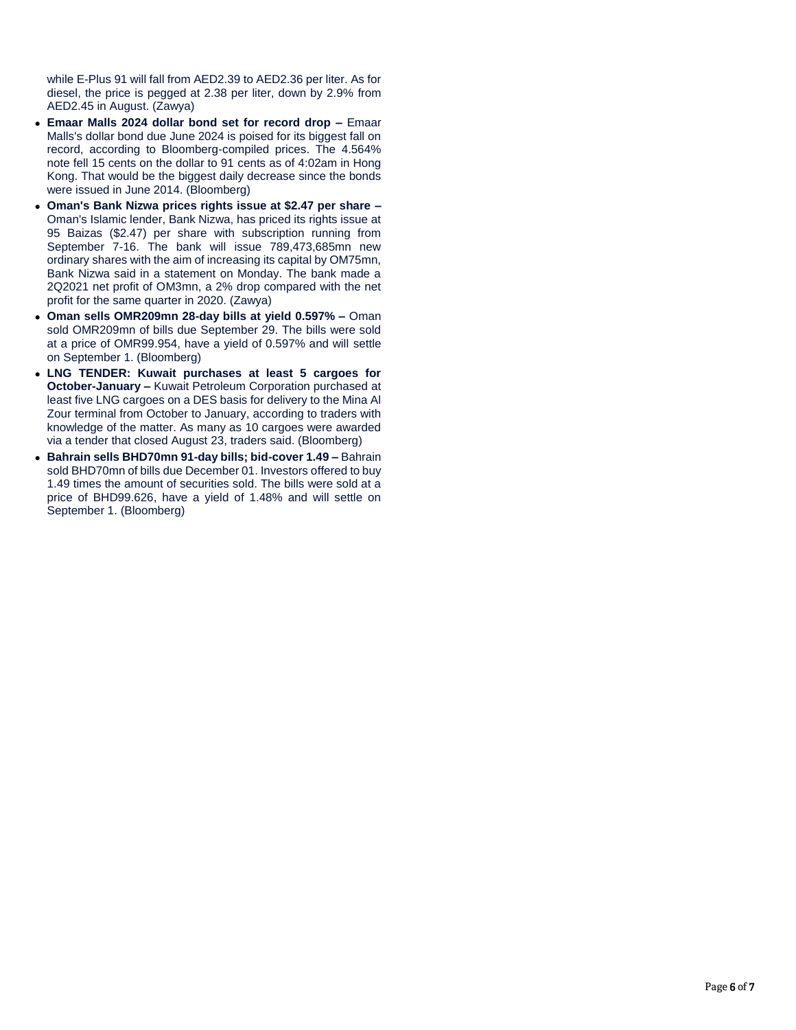while E-Plus 91 will fall from AED2.39 to AED2.36 per liter. As for diesel, the price is pegged at 2.38 per liter, down by 2.9% from AED2.45 in August. (Zawya)

- **Emaar Malls 2024 dollar bond set for record drop –** Emaar Malls's dollar bond due June 2024 is poised for its biggest fall on record, according to Bloomberg-compiled prices. The 4.564% note fell 15 cents on the dollar to 91 cents as of 4:02am in Hong Kong. That would be the biggest daily decrease since the bonds were issued in June 2014. (Bloomberg)
- **Oman's Bank Nizwa prices rights issue at $2.47 per share –** Oman's Islamic lender, Bank Nizwa, has priced its rights issue at 95 Baizas ($2.47) per share with subscription running from September 7-16. The bank will issue 789,473,685mn new ordinary shares with the aim of increasing its capital by OM75mn, Bank Nizwa said in a statement on Monday. The bank made a 2Q2021 net profit of OM3mn, a 2% drop compared with the net profit for the same quarter in 2020. (Zawya)
- **Oman sells OMR209mn 28-day bills at yield 0.597% –** Oman sold OMR209mn of bills due September 29. The bills were sold at a price of OMR99.954, have a yield of 0.597% and will settle on September 1. (Bloomberg)
- **LNG TENDER: Kuwait purchases at least 5 cargoes for October-January –** Kuwait Petroleum Corporation purchased at least five LNG cargoes on a DES basis for delivery to the Mina Al Zour terminal from October to January, according to traders with knowledge of the matter. As many as 10 cargoes were awarded via a tender that closed August 23, traders said. (Bloomberg)
- **Bahrain sells BHD70mn 91-day bills; bid-cover 1.49 –** Bahrain sold BHD70mn of bills due December 01. Investors offered to buy 1.49 times the amount of securities sold. The bills were sold at a price of BHD99.626, have a yield of 1.48% and will settle on September 1. (Bloomberg)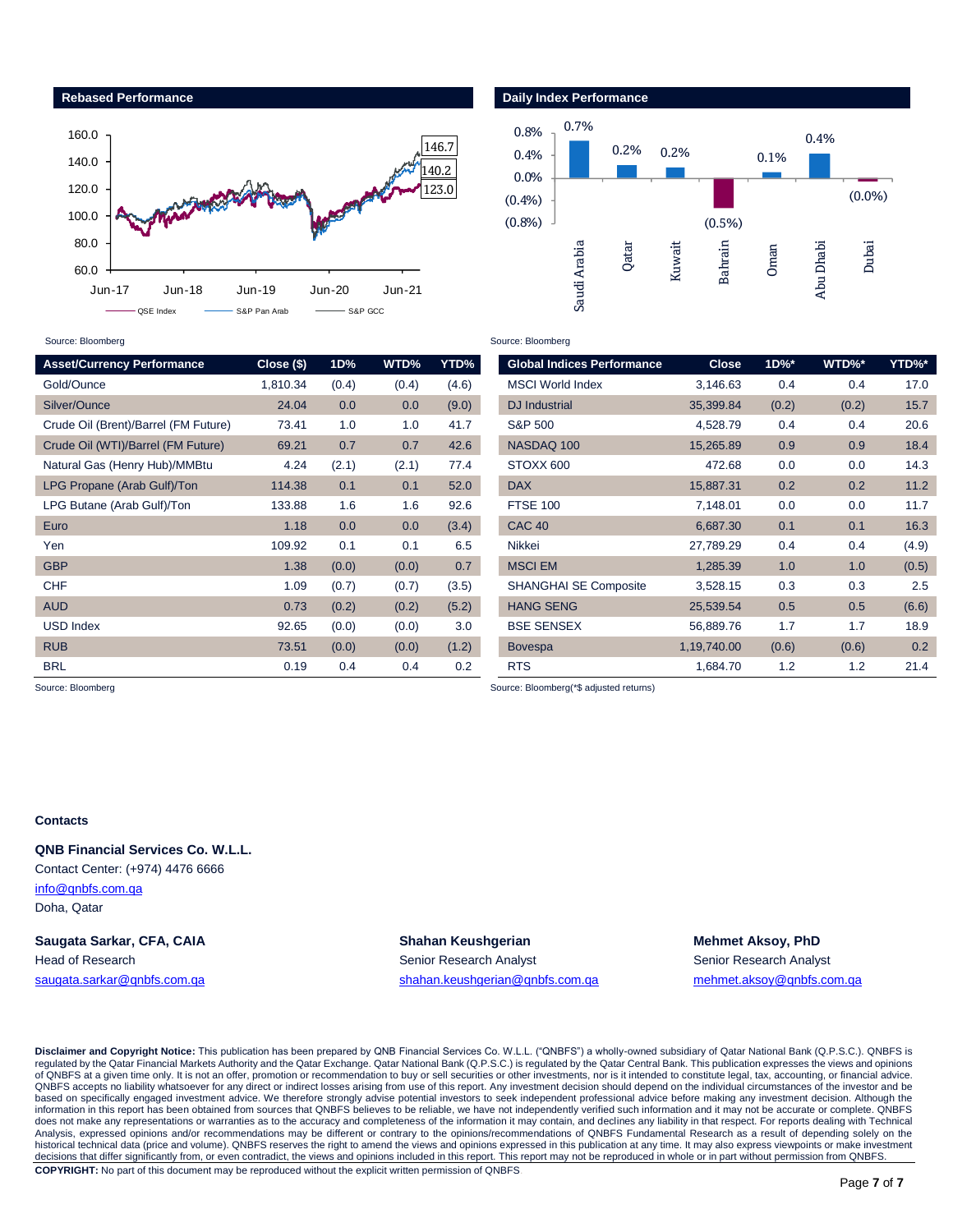**Rebased Performance**

160.0
140.0
120.0
100.0
80.0
60.0

Jun-17 Jun-18 Jun-19 Jun-20 Jun-21

146.7
140.2
123.0

QSE Index — S&P Pan Arab — S&P GCC

Source: Bloomberg

**Daily Index Performance**

0.8%
0.4%
0.0%
(0.4%)
(0.8%)

0.7% 0.2% 0.2% (0.5%) 0.1% 0.4% (0.0%)

Saudi Arabia, Qatar, Kuwait, Bahrain, Oman, Abu Dhabi, Dubai

Source: Bloomberg

| Asset/Currency Performance | Close ($) | 1D% | WTD% | YTD% |
|---|---|---|---|---|
| Gold/Ounce | 1,810.34 | (0.4) | (0.4) | (4.6) |
| Silver/Ounce | 24.04 | 0.0 | 0.0 | (9.0) |
| Crude Oil (Brent)/Barrel (FM Future) | 73.41 | 1.0 | 1.0 | 41.7 |
| Crude Oil (WTI)/Barrel (FM Future) | 69.21 | 0.7 | 0.7 | 42.6 |
| Natural Gas (Henry Hub)/MMBtu | 4.24 | (2.1) | (2.1) | 77.4 |
| LPG Propane (Arab Gulf)/Ton | 114.38 | 0.1 | 0.1 | 52.0 |
| LPG Butane (Arab Gulf)/Ton | 133.88 | 1.6 | 1.6 | 92.6 |
| Euro | 1.18 | 0.0 | 0.0 | (3.4) |
| Yen | 109.92 | 0.1 | 0.1 | 6.5 |
| GBP | 1.38 | (0.0) | (0.0) | 0.7 |
| CHF | 1.09 | (0.7) | (0.7) | (3.5) |
| AUD | 0.73 | (0.2) | (0.2) | (5.2) |
| USD Index | 92.65 | (0.0) | (0.0) | 3.0 |
| RUB | 73.51 | (0.0) | (0.0) | (1.2) |
| BRL | 0.19 | 0.4 | 0.4 | 0.2 |

Source: Bloomberg

| Global Indices Performance | Close | 1D%* | WTD%* | YTD%* |
|---|---|---|---|---|
| MSCI World Index | 3,146.63 | 0.4 | 0.4 | 17.0 |
| DJ Industrial | 35,399.84 | (0.2) | (0.2) | 15.7 |
| S&P 500 | 4,528.79 | 0.4 | 0.4 | 20.6 |
| NASDAQ 100 | 15,265.89 | 0.9 | 0.9 | 18.4 |
| STOXX 600 | 472.68 | 0.0 | 0.0 | 14.3 |
| DAX | 15,887.31 | 0.2 | 0.2 | 11.2 |
| FTSE 100 | 7,148.01 | 0.0 | 0.0 | 11.7 |
| CAC 40 | 6,687.30 | 0.1 | 0.1 | 16.3 |
| Nikkei | 27,789.29 | 0.4 | 0.4 | (4.9) |
| MSCI EM | 1,285.39 | 1.0 | 1.0 | (0.5) |
| SHANGHAI SE Composite | 3,528.15 | 0.3 | 0.3 | 2.5 |
| HANG SENG | 25,539.54 | 0.5 | 0.5 | (6.6) |
| BSE SENSEX | 56,889.76 | 1.7 | 1.7 | 18.9 |
| Bovespa | 1,19,740.00 | (0.6) | (0.6) | 0.2 |
| RTS | 1,684.70 | 1.2 | 1.2 | 21.4 |

Source: Bloomberg(*$ adjusted returns)

**Contacts**

**QNB Financial Services Co. W.L.L.**
Contact Center: (+974) 4476 6666
info@qnbfs.com.qa
Doha, Qatar

**Saugata Sarkar, CFA, CAIA**
Head of Research
saugata.sarkar@qnbfs.com.qa

**Shahan Keushgerian**
Senior Research Analyst
shahan.keushgerian@qnbfs.com.qa

**Mehmet Aksoy, PhD**
Senior Research Analyst
mehmet.aksoy@qnbfs.com.qa

**Disclaimer and Copyright Notice:** This publication has been prepared by QNB Financial Services Co. W.L.L. ("QNBFS") a wholly-owned subsidiary of Qatar National Bank (Q.P.S.C.). QNBFS is regulated by the Qatar Financial Markets Authority and the Qatar Exchange. Qatar National Bank (Q.P.S.C.) is regulated by the Qatar Central Bank. This publication expresses the views and opinions of QNBFS at a given time only. It is not an offer, promotion or recommendation to buy or sell securities or other investments, nor is it intended to constitute legal, tax, accounting, or financial advice. QNBFS accepts no liability whatsoever for any direct or indirect losses arising from use of this report. Any investment decision should depend on the individual circumstances of the investor and be based on specifically engaged investment advice. We therefore strongly advise potential investors to seek independent professional advice before making any investment decision. Although the information in this report has been obtained from sources that QNBFS believes to be reliable, we have not independently verified such information and it may not be accurate or complete. QNBFS does not make any representations or warranties as to the accuracy and completeness of the information it may contain, and declines any liability in that respect. For reports dealing with Technical Analysis, expressed opinions and/or recommendations may be different or contrary to the opinions/recommendations of QNBFS Fundamental Research as a result of depending solely on the historical technical data (price and volume). QNBFS reserves the right to amend the views and opinions expressed in this publication at any time. It may also express viewpoints or make investment decisions that differ significantly from, or even contradict, the views and opinions included in this report. This report may not be reproduced in whole or in part without permission from QNBFS.

**COPYRIGHT:** No part of this document may be reproduced without the explicit written permission of QNBFS.